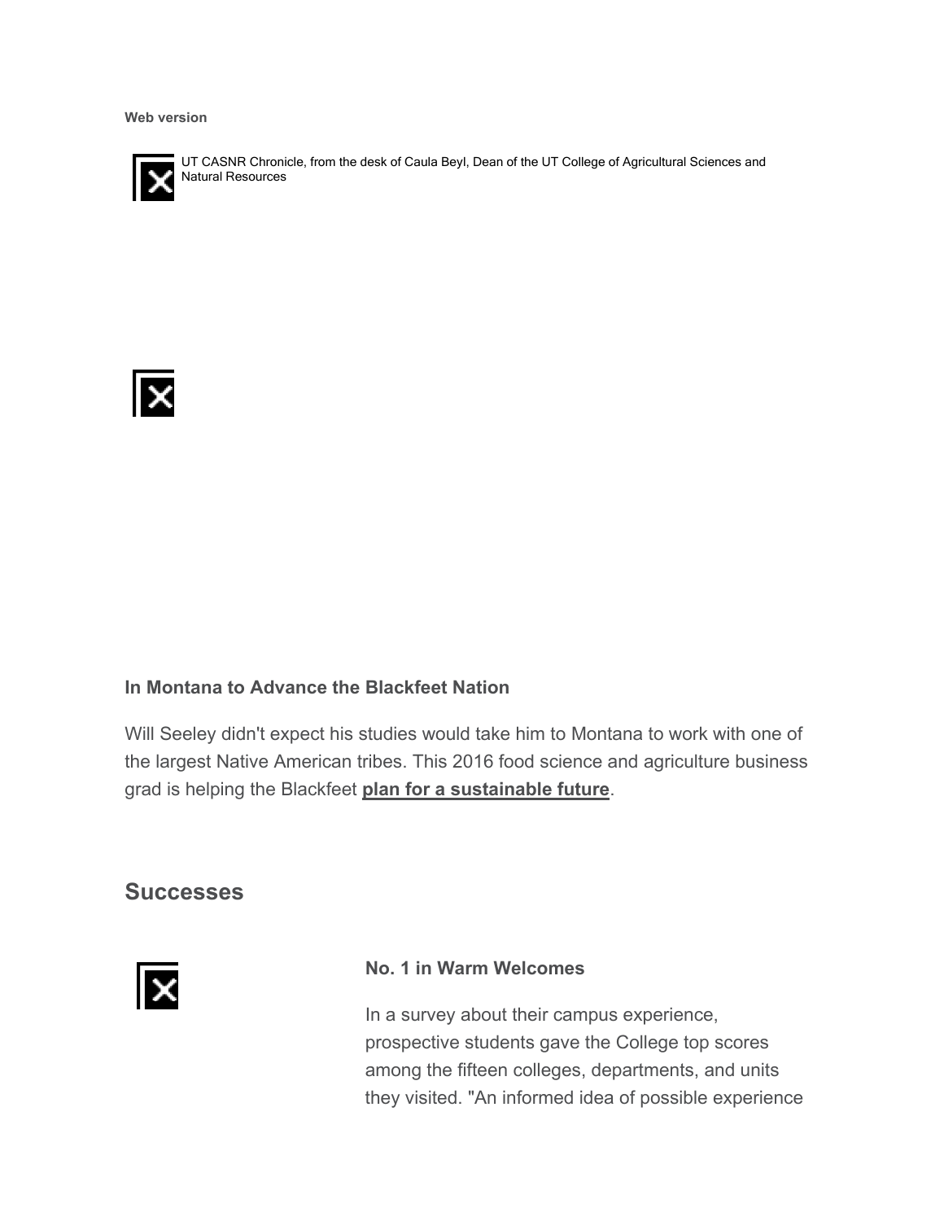**Web version**

UT CASNR Chronicle, from the desk of Caula Beyl, Dean of the UT College of Agricultural Sciences and Natural Resources

### In Montana to Advance the Blackfeet Nation

Will Seeley didn't expect his studies would take him to Montana to work with one of the largest Native American tribes. This 2016 food science and agriculture business grad is helping the Blackfeet **plan for a sustainable future**.

## Successes

### No. 1 in Warm Welcomes

In a survey about their campus experience, prospective students gave the College top scores among the fifteen colleges, departments, and units they visited. "An informed idea of possible experience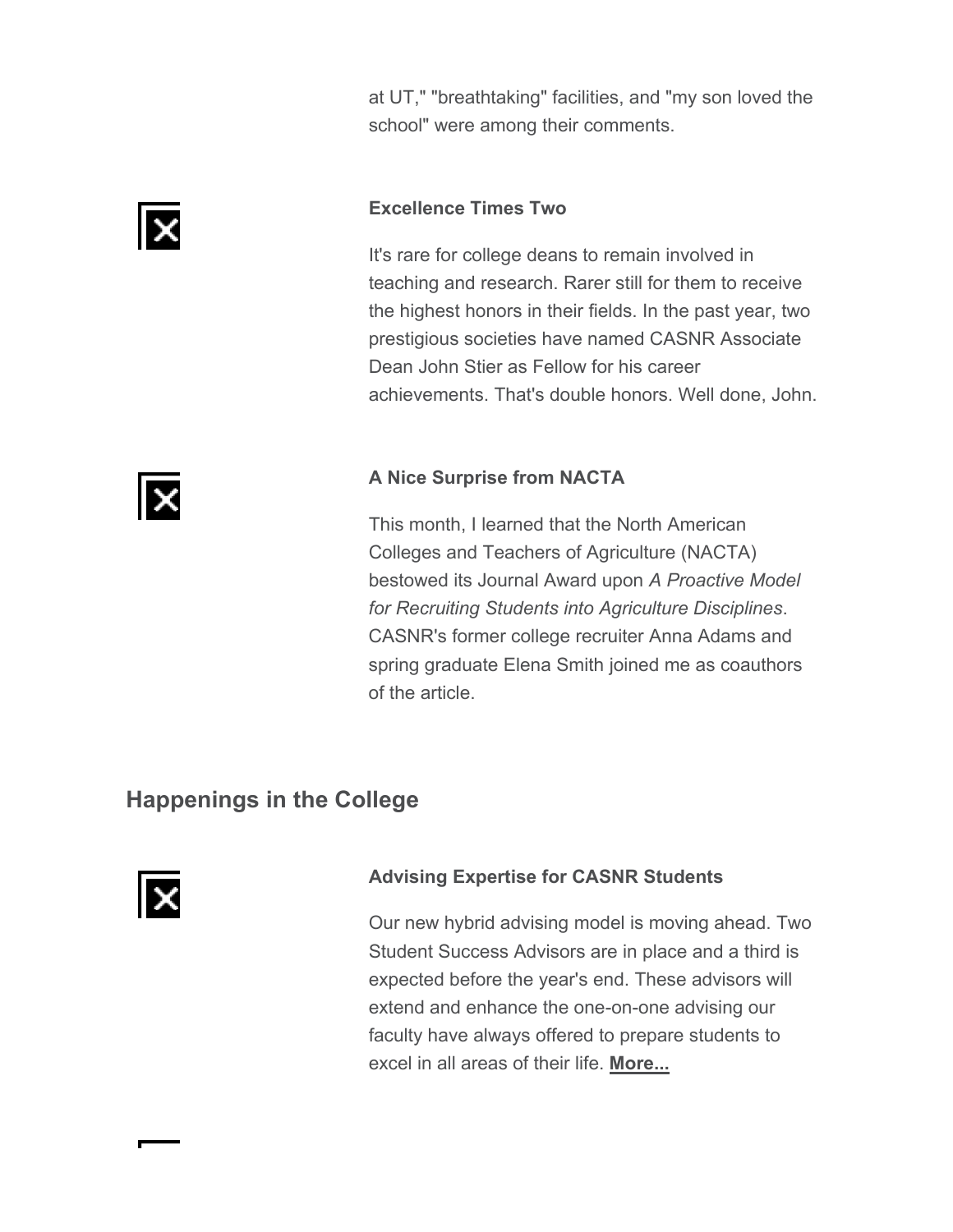at UT," "breathtaking" facilities, and "my son loved the school" were among their comments.

**Excellence Times Two**

It's rare for college deans to remain involved in teaching and research. Rarer still for them to receive the highest honors in their fields. In the past year, two prestigious societies have named CASNR Associate Dean John Stier as Fellow for his career achievements. That's double honors. Well done, John.

**A Nice Surprise from NACTA**

This month, I learned that the North American Colleges and Teachers of Agriculture (NACTA) bestowed its Journal Award upon *A Proactive Model for Recruiting Students into Agriculture Disciplines*. CASNR's former college recruiter Anna Adams and spring graduate Elena Smith joined me as coauthors of the article.

## Happenings in the College

**Advising Expertise for CASNR Students**

Our new hybrid advising model is moving ahead. Two Student Success Advisors are in place and a third is expected before the year's end. These advisors will extend and enhance the one-on-one advising our faculty have always offered to prepare students to excel in all areas of their life. **More...**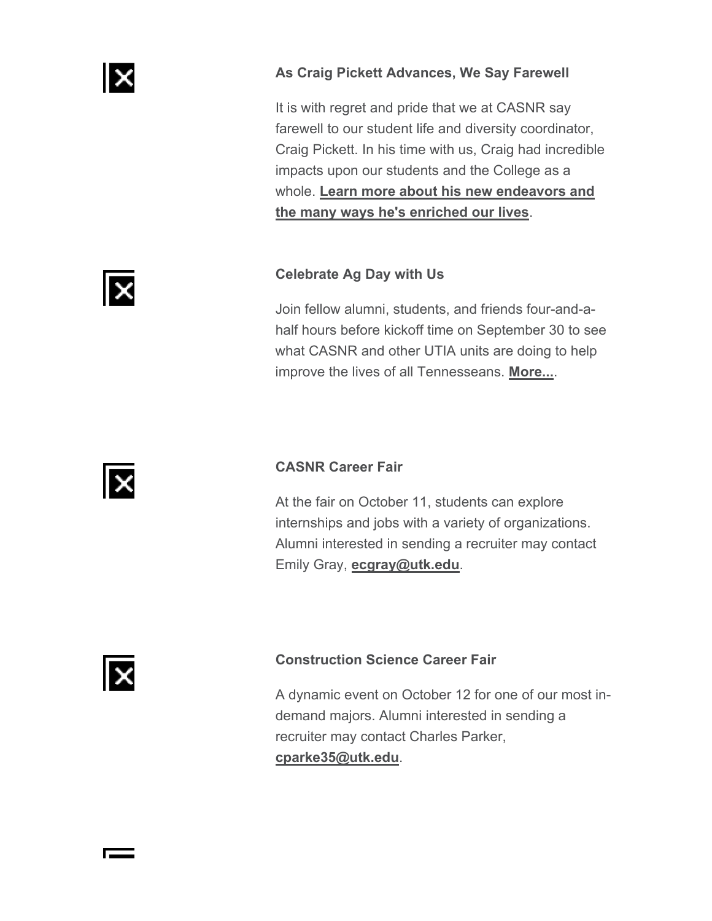**As Craig Pickett Advances, We Say Farewell**

It is with regret and pride that we at CASNR say farewell to our student life and diversity coordinator, Craig Pickett. In his time with us, Craig had incredible impacts upon our students and the College as a whole. **Learn more about his new endeavors and the many ways he's enriched our lives**.

**Celebrate Ag Day with Us**

Join fellow alumni, students, and friends four-and-a-half hours before kickoff time on September 30 to see what CASNR and other UTIA units are doing to help improve the lives of all Tennesseans. **More...**.

**CASNR Career Fair**

At the fair on October 11, students can explore internships and jobs with a variety of organizations. Alumni interested in sending a recruiter may contact Emily Gray, **ecgray@utk.edu**.

**Construction Science Career Fair**

A dynamic event on October 12 for one of our most in-demand majors. Alumni interested in sending a recruiter may contact Charles Parker, **cparke35@utk.edu**.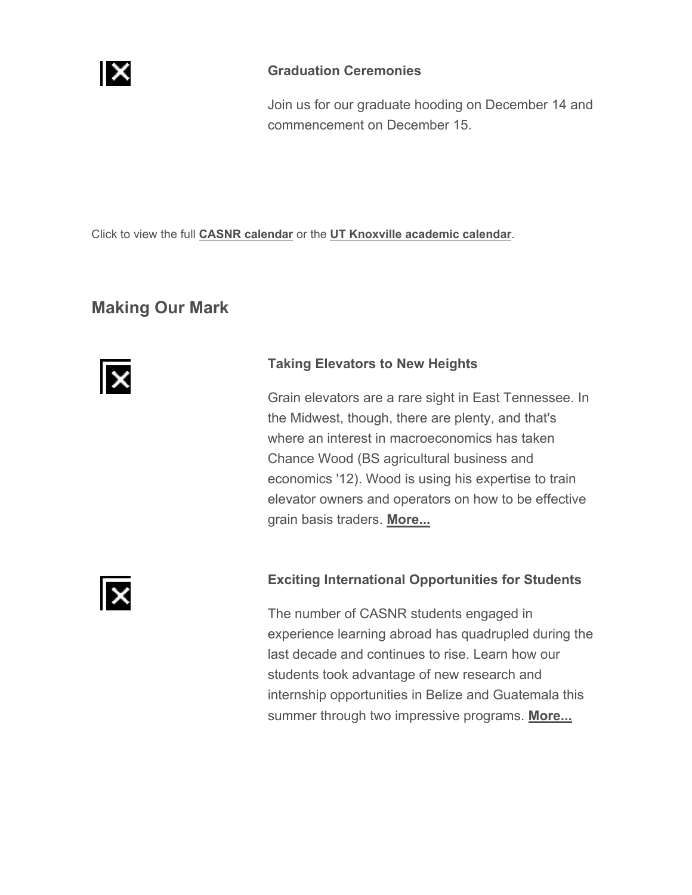**Graduation Ceremonies**

Join us for our graduate hooding on December 14 and commencement on December 15.

Click to view the full **CASNR calendar** or the **UT Knoxville academic calendar**.

## Making Our Mark

**Taking Elevators to New Heights**

Grain elevators are a rare sight in East Tennessee. In the Midwest, though, there are plenty, and that's where an interest in macroeconomics has taken Chance Wood (BS agricultural business and economics '12). Wood is using his expertise to train elevator owners and operators on how to be effective grain basis traders. **More...**

**Exciting International Opportunities for Students**

The number of CASNR students engaged in experience learning abroad has quadrupled during the last decade and continues to rise. Learn how our students took advantage of new research and internship opportunities in Belize and Guatemala this summer through two impressive programs. **More...**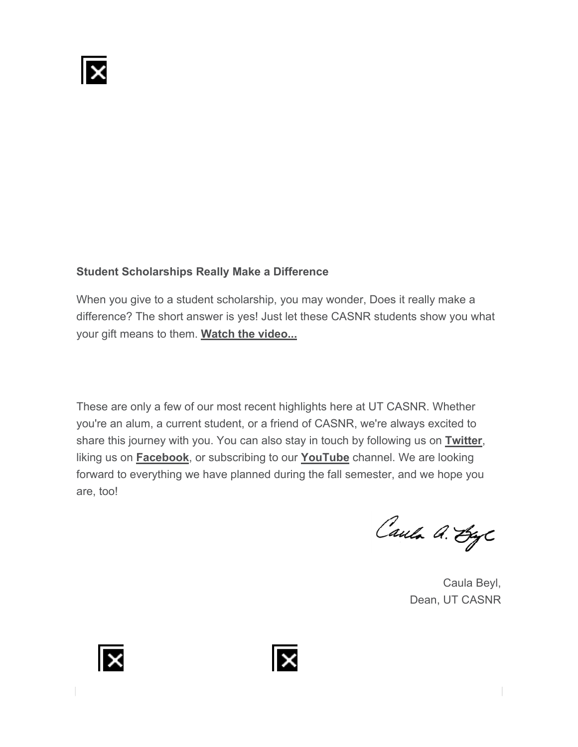**Student Scholarships Really Make a Difference**

When you give to a student scholarship, you may wonder, Does it really make a difference? The short answer is yes! Just let these CASNR students show you what your gift means to them. **Watch the video...**

These are only a few of our most recent highlights here at UT CASNR. Whether you're an alum, a current student, or a friend of CASNR, we're always excited to share this journey with you. You can also stay in touch by following us on **Twitter**, liking us on **Facebook**, or subscribing to our **YouTube** channel. We are looking forward to everything we have planned during the fall semester, and we hope you are, too!

Caula Beyl,
Dean, UT CASNR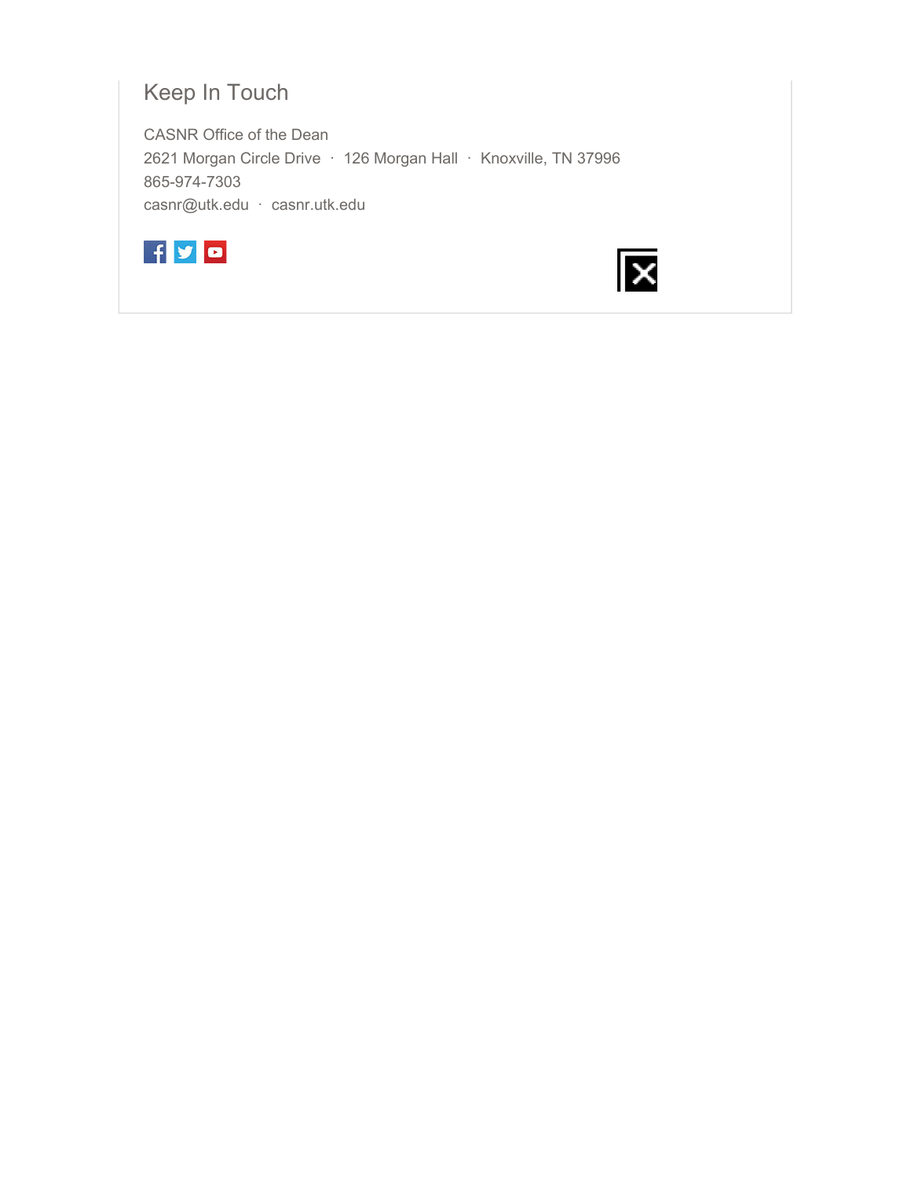## Keep In Touch

CASNR Office of the Dean
2621 Morgan Circle Drive · 126 Morgan Hall · Knoxville, TN 37996
865-974-7303
casnr@utk.edu · casnr.utk.edu